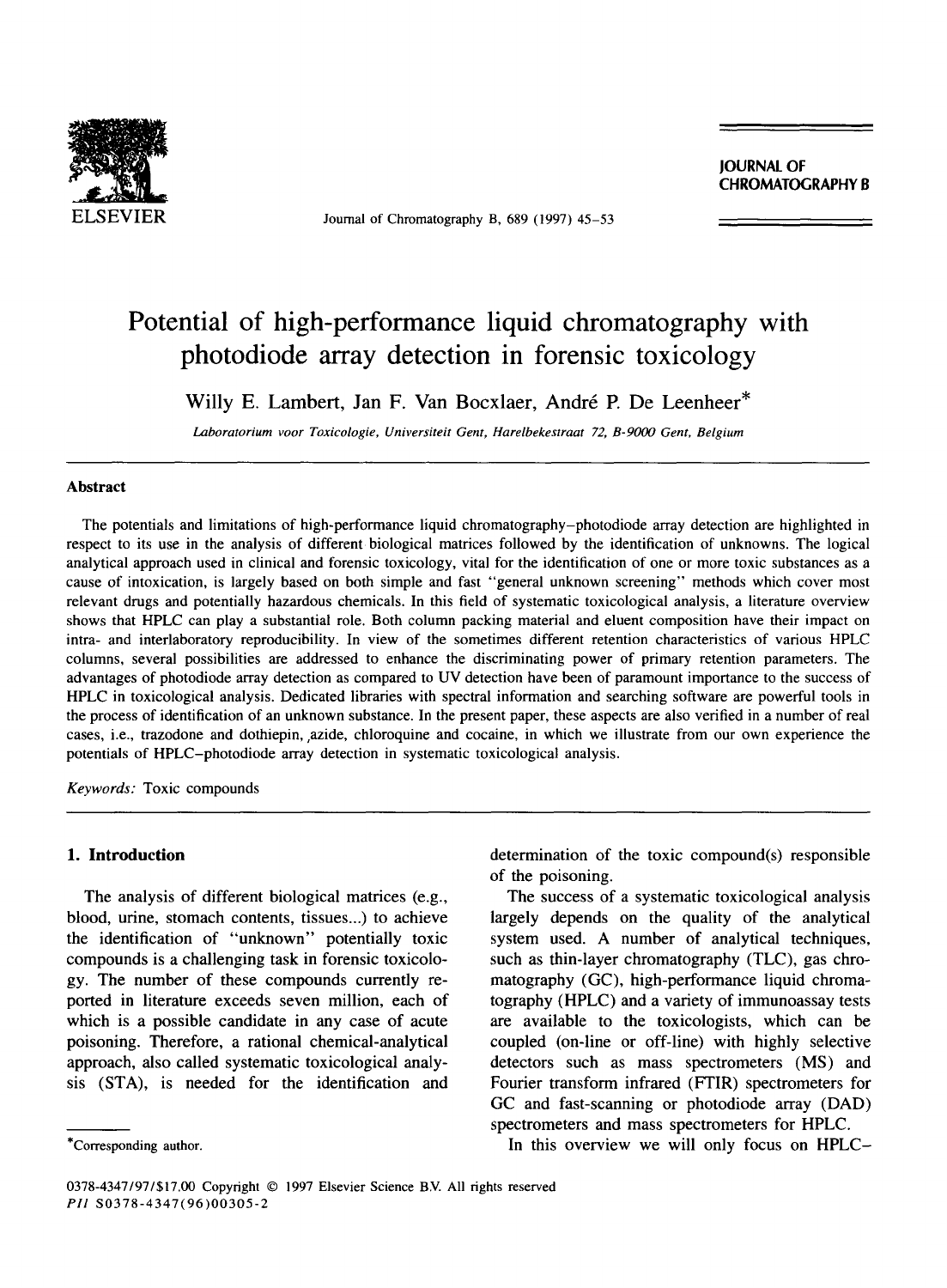# Potential of high-performance liquid chromatography with photodiode array detection in forensic toxicology

Willy E. Lambert, Jan F. Van Bocxlaer, André P. De Leenheer*

*Laboratorium voor Toxicologie, Universiteit Gent, Harelbekestraat 72, B-9000 Gent, Belgium*

## Abstract

The potentials and limitations of high-performance liquid chromatography–photodiode array detection are highlighted in respect to its use in the analysis of different biological matrices followed by the identification of unknowns. The logical analytical approach used in clinical and forensic toxicology, vital for the identification of one or more toxic substances as a cause of intoxication, is largely based on both simple and fast "general unknown screening" methods which cover most relevant drugs and potentially hazardous chemicals. In this field of systematic toxicological analysis, a literature overview shows that HPLC can play a substantial role. Both column packing material and eluent composition have their impact on intra- and interlaboratory reproducibility. In view of the sometimes different retention characteristics of various HPLC columns, several possibilities are addressed to enhance the discriminating power of primary retention parameters. The advantages of photodiode array detection as compared to UV detection have been of paramount importance to the success of HPLC in toxicological analysis. Dedicated libraries with spectral information and searching software are powerful tools in the process of identification of an unknown substance. In the present paper, these aspects are also verified in a number of real cases, i.e., trazodone and dothiepin, azide, chloroquine and cocaine, in which we illustrate from our own experience the potentials of HPLC–photodiode array detection in systematic toxicological analysis.

*Keywords:* Toxic compounds

## 1. Introduction

The analysis of different biological matrices (e.g., blood, urine, stomach contents, tissues...) to achieve the identification of "unknown" potentially toxic compounds is a challenging task in forensic toxicology. The number of these compounds currently reported in literature exceeds seven million, each of which is a possible candidate in any case of acute poisoning. Therefore, a rational chemical-analytical approach, also called systematic toxicological analysis (STA), is needed for the identification and determination of the toxic compound(s) responsible of the poisoning.

The success of a systematic toxicological analysis largely depends on the quality of the analytical system used. A number of analytical techniques, such as thin-layer chromatography (TLC), gas chromatography (GC), high-performance liquid chromatography (HPLC) and a variety of immunoassay tests are available to the toxicologists, which can be coupled (on-line or off-line) with highly selective detectors such as mass spectrometers (MS) and Fourier transform infrared (FTIR) spectrometers for GC and fast-scanning or photodiode array (DAD) spectrometers and mass spectrometers for HPLC.

In this overview we will only focus on HPLC–

*Corresponding author.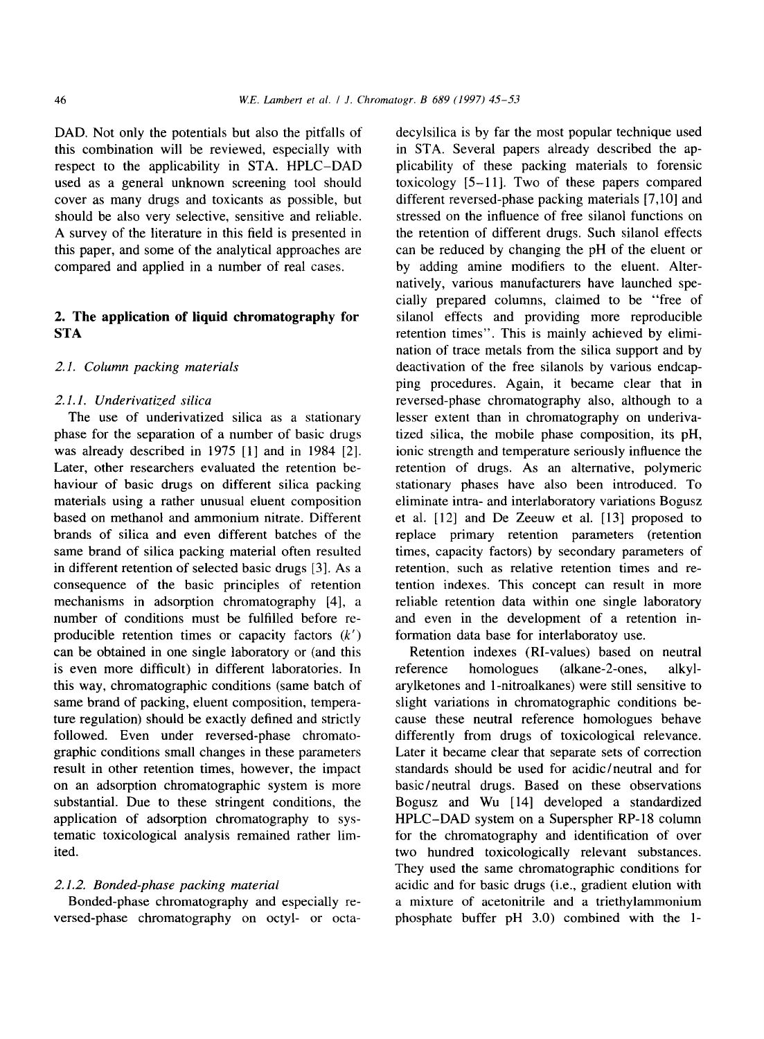DAD. Not only the potentials but also the pitfalls of this combination will be reviewed, especially with respect to the applicability in STA. HPLC–DAD used as a general unknown screening tool should cover as many drugs and toxicants as possible, but should be also very selective, sensitive and reliable. A survey of the literature in this field is presented in this paper, and some of the analytical approaches are compared and applied in a number of real cases.

## 2. The application of liquid chromatography for STA

### 2.1. Column packing materials

#### 2.1.1. Underivatized silica

The use of underivatized silica as a stationary phase for the separation of a number of basic drugs was already described in 1975 [1] and in 1984 [2]. Later, other researchers evaluated the retention behaviour of basic drugs on different silica packing materials using a rather unusual eluent composition based on methanol and ammonium nitrate. Different brands of silica and even different batches of the same brand of silica packing material often resulted in different retention of selected basic drugs [3]. As a consequence of the basic principles of retention mechanisms in adsorption chromatography [4], a number of conditions must be fulfilled before reproducible retention times or capacity factors ($k'$) can be obtained in one single laboratory or (and this is even more difficult) in different laboratories. In this way, chromatographic conditions (same batch of same brand of packing, eluent composition, temperature regulation) should be exactly defined and strictly followed. Even under reversed-phase chromatographic conditions small changes in these parameters result in other retention times, however, the impact on an adsorption chromatographic system is more substantial. Due to these stringent conditions, the application of adsorption chromatography to systematic toxicological analysis remained rather limited.

#### 2.1.2. Bonded-phase packing material

Bonded-phase chromatography and especially reversed-phase chromatography on octyl- or octadecylsilica is by far the most popular technique used in STA. Several papers already described the applicability of these packing materials to forensic toxicology [5–11]. Two of these papers compared different reversed-phase packing materials [7,10] and stressed on the influence of free silanol functions on the retention of different drugs. Such silanol effects can be reduced by changing the pH of the eluent or by adding amine modifiers to the eluent. Alternatively, various manufacturers have launched specially prepared columns, claimed to be "free of silanol effects and providing more reproducible retention times". This is mainly achieved by elimination of trace metals from the silica support and by deactivation of the free silanols by various endcapping procedures. Again, it became clear that in reversed-phase chromatography also, although to a lesser extent than in chromatography on underivatized silica, the mobile phase composition, its pH, ionic strength and temperature seriously influence the retention of drugs. As an alternative, polymeric stationary phases have also been introduced. To eliminate intra- and interlaboratory variations Bogusz et al. [12] and De Zeeuw et al. [13] proposed to replace primary retention parameters (retention times, capacity factors) by secondary parameters of retention, such as relative retention times and retention indexes. This concept can result in more reliable retention data within one single laboratory and even in the development of a retention information data base for interlaboratoy use.

Retention indexes (RI-values) based on neutral reference homologues (alkane-2-ones, alkylarylketones and 1-nitroalkanes) were still sensitive to slight variations in chromatographic conditions because these neutral reference homologues behave differently from drugs of toxicological relevance. Later it became clear that separate sets of correction standards should be used for acidic/neutral and for basic/neutral drugs. Based on these observations Bogusz and Wu [14] developed a standardized HPLC–DAD system on a Superspher RP-18 column for the chromatography and identification of over two hundred toxicologically relevant substances. They used the same chromatographic conditions for acidic and for basic drugs (i.e., gradient elution with a mixture of acetonitrile and a triethylammonium phosphate buffer pH 3.0) combined with the 1-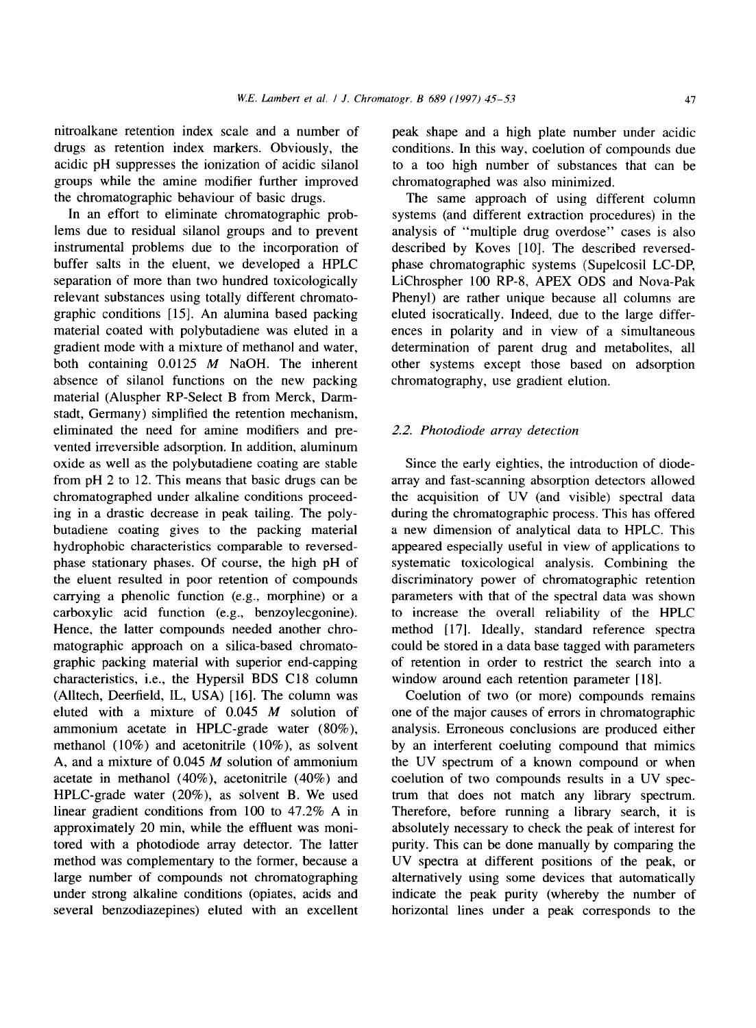nitroalkane retention index scale and a number of drugs as retention index markers. Obviously, the acidic pH suppresses the ionization of acidic silanol groups while the amine modifier further improved the chromatographic behaviour of basic drugs.

In an effort to eliminate chromatographic problems due to residual silanol groups and to prevent instrumental problems due to the incorporation of buffer salts in the eluent, we developed a HPLC separation of more than two hundred toxicologically relevant substances using totally different chromatographic conditions [15]. An alumina based packing material coated with polybutadiene was eluted in a gradient mode with a mixture of methanol and water, both containing 0.0125 *M* NaOH. The inherent absence of silanol functions on the new packing material (Aluspher RP-Select B from Merck, Darmstadt, Germany) simplified the retention mechanism, eliminated the need for amine modifiers and prevented irreversible adsorption. In addition, aluminum oxide as well as the polybutadiene coating are stable from pH 2 to 12. This means that basic drugs can be chromatographed under alkaline conditions proceeding in a drastic decrease in peak tailing. The polybutadiene coating gives to the packing material hydrophobic characteristics comparable to reversed-phase stationary phases. Of course, the high pH of the eluent resulted in poor retention of compounds carrying a phenolic function (e.g., morphine) or a carboxylic acid function (e.g., benzoylecgonine). Hence, the latter compounds needed another chromatographic approach on a silica-based chromatographic packing material with superior end-capping characteristics, i.e., the Hypersil BDS C18 column (Alltech, Deerfield, IL, USA) [16]. The column was eluted with a mixture of 0.045 *M* solution of ammonium acetate in HPLC-grade water (80%), methanol (10%) and acetonitrile (10%), as solvent A, and a mixture of 0.045 *M* solution of ammonium acetate in methanol (40%), acetonitrile (40%) and HPLC-grade water (20%), as solvent B. We used linear gradient conditions from 100 to 47.2% A in approximately 20 min, while the effluent was monitored with a photodiode array detector. The latter method was complementary to the former, because a large number of compounds not chromatographing under strong alkaline conditions (opiates, acids and several benzodiazepines) eluted with an excellent peak shape and a high plate number under acidic conditions. In this way, coelution of compounds due to a too high number of substances that can be chromatographed was also minimized.

The same approach of using different column systems (and different extraction procedures) in the analysis of "multiple drug overdose" cases is also described by Koves [10]. The described reversed-phase chromatographic systems (Supelcosil LC-DP, LiChrospher 100 RP-8, APEX ODS and Nova-Pak Phenyl) are rather unique because all columns are eluted isocratically. Indeed, due to the large differences in polarity and in view of a simultaneous determination of parent drug and metabolites, all other systems except those based on adsorption chromatography, use gradient elution.

### 2.2. Photodiode array detection

Since the early eighties, the introduction of diode-array and fast-scanning absorption detectors allowed the acquisition of UV (and visible) spectral data during the chromatographic process. This has offered a new dimension of analytical data to HPLC. This appeared especially useful in view of applications to systematic toxicological analysis. Combining the discriminatory power of chromatographic retention parameters with that of the spectral data was shown to increase the overall reliability of the HPLC method [17]. Ideally, standard reference spectra could be stored in a data base tagged with parameters of retention in order to restrict the search into a window around each retention parameter [18].

Coelution of two (or more) compounds remains one of the major causes of errors in chromatographic analysis. Erroneous conclusions are produced either by an interferent coeluting compound that mimics the UV spectrum of a known compound or when coelution of two compounds results in a UV spectrum that does not match any library spectrum. Therefore, before running a library search, it is absolutely necessary to check the peak of interest for purity. This can be done manually by comparing the UV spectra at different positions of the peak, or alternatively using some devices that automatically indicate the peak purity (whereby the number of horizontal lines under a peak corresponds to the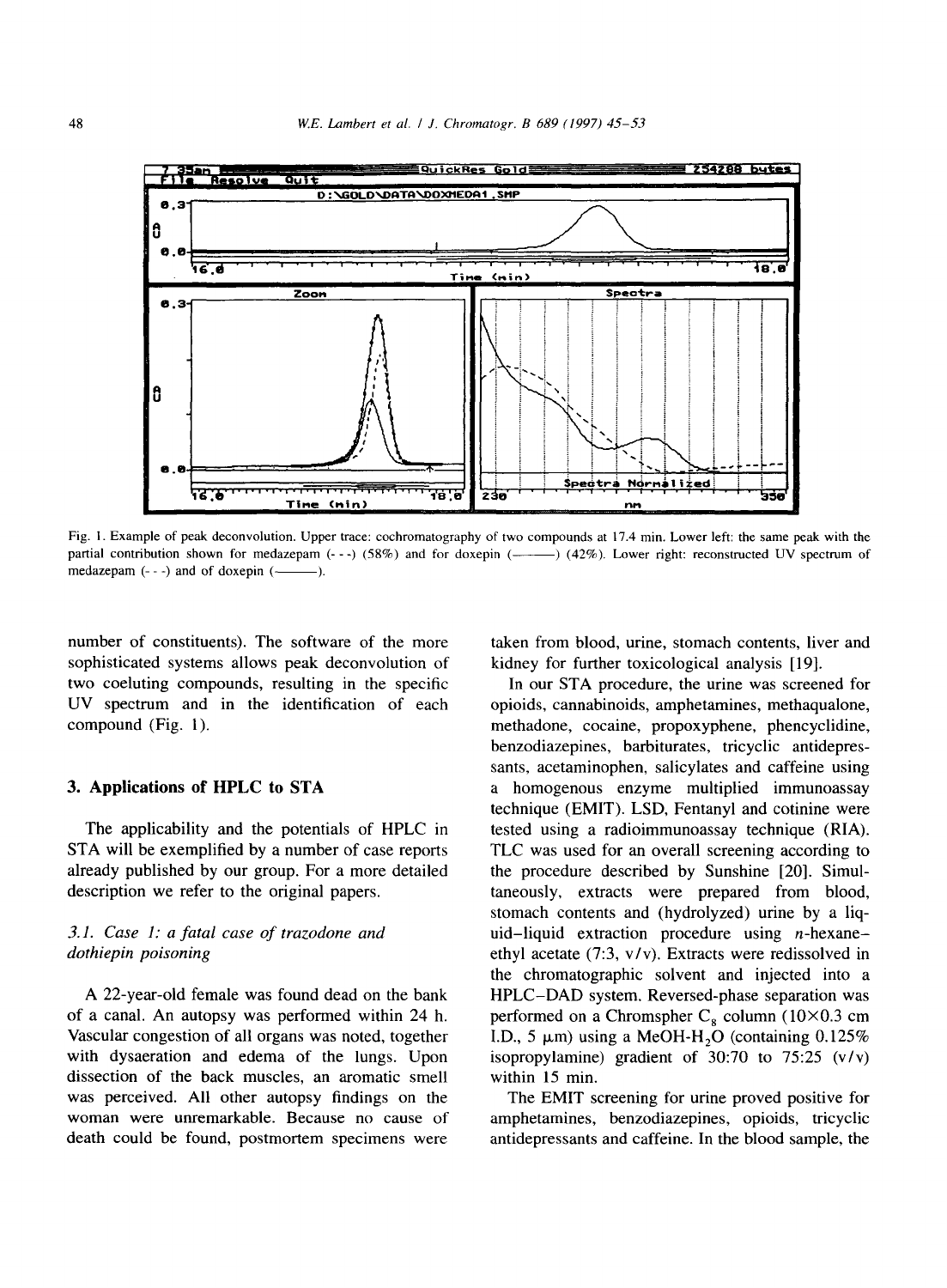Fig. 1. Example of peak deconvolution. Upper trace: cochromatography of two compounds at 17.4 min. Lower left: the same peak with the partial contribution shown for medazepam (- - -) (58%) and for doxepin (———) (42%). Lower right: reconstructed UV spectrum of medazepam (- - -) and of doxepin (———).

number of constituents). The software of the more sophisticated systems allows peak deconvolution of two coeluting compounds, resulting in the specific UV spectrum and in the identification of each compound (Fig. 1).

## 3. Applications of HPLC to STA

The applicability and the potentials of HPLC in STA will be exemplified by a number of case reports already published by our group. For a more detailed description we refer to the original papers.

### 3.1. Case 1: a fatal case of trazodone and dothiepin poisoning

A 22-year-old female was found dead on the bank of a canal. An autopsy was performed within 24 h. Vascular congestion of all organs was noted, together with dysaeration and edema of the lungs. Upon dissection of the back muscles, an aromatic smell was perceived. All other autopsy findings on the woman were unremarkable. Because no cause of death could be found, postmortem specimens were taken from blood, urine, stomach contents, liver and kidney for further toxicological analysis [19].

In our STA procedure, the urine was screened for opioids, cannabinoids, amphetamines, methaqualone, methadone, cocaine, propoxyphene, phencyclidine, benzodiazepines, barbiturates, tricyclic antidepressants, acetaminophen, salicylates and caffeine using a homogenous enzyme multiplied immunoassay technique (EMIT). LSD, Fentanyl and cotinine were tested using a radioimmunoassay technique (RIA). TLC was used for an overall screening according to the procedure described by Sunshine [20]. Simultaneously, extracts were prepared from blood, stomach contents and (hydrolyzed) urine by a liquid–liquid extraction procedure using *n*-hexane–ethyl acetate (7:3, v/v). Extracts were redissolved in the chromatographic solvent and injected into a HPLC–DAD system. Reversed-phase separation was performed on a Chromspher $C_8$ column (10×0.3 cm I.D., 5 μm) using a MeOH-$H_2O$ (containing 0.125% isopropylamine) gradient of 30:70 to 75:25 (v/v) within 15 min.

The EMIT screening for urine proved positive for amphetamines, benzodiazepines, opioids, tricyclic antidepressants and caffeine. In the blood sample, the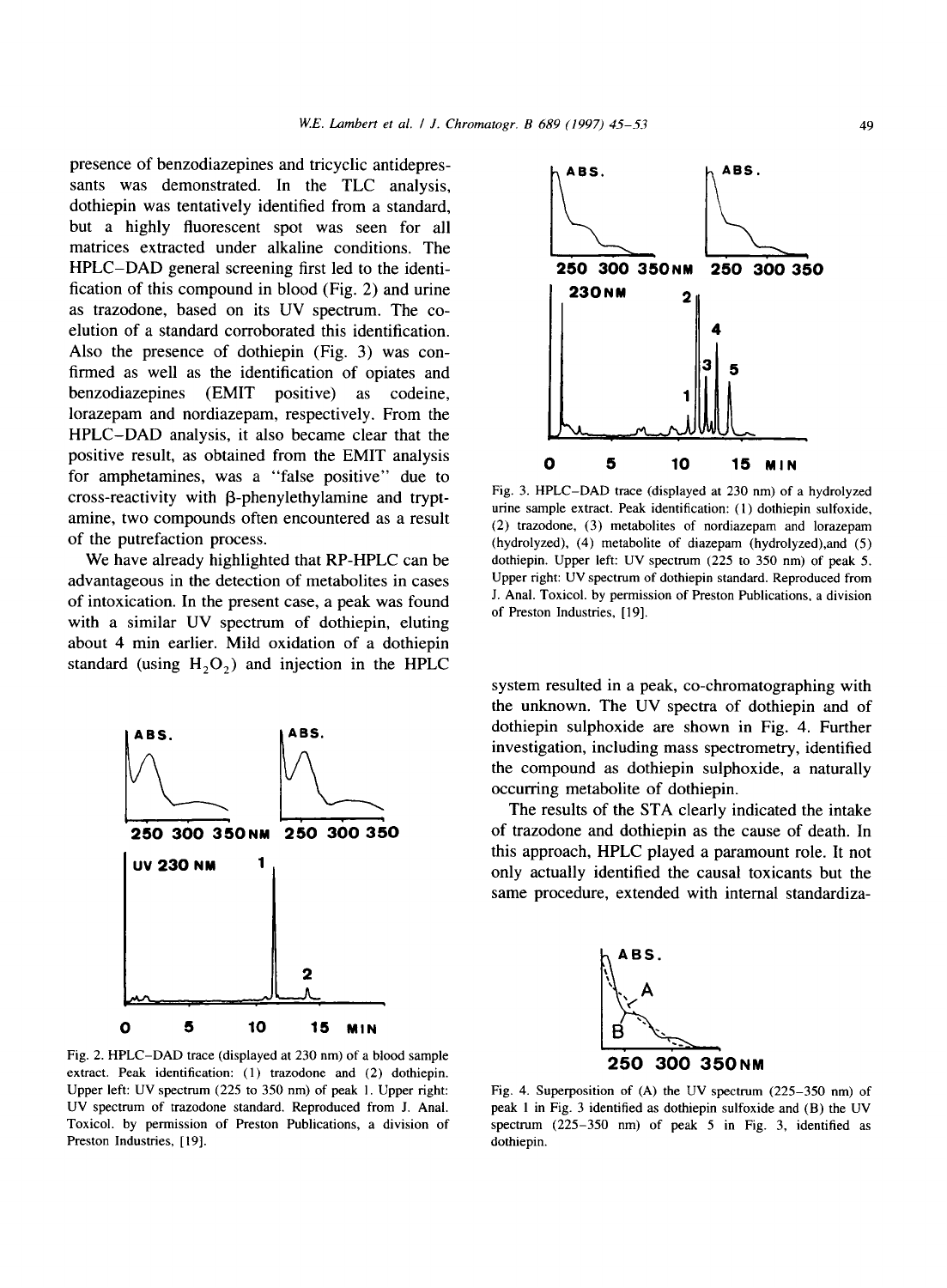presence of benzodiazepines and tricyclic antidepressants was demonstrated. In the TLC analysis, dothiepin was tentatively identified from a standard, but a highly fluorescent spot was seen for all matrices extracted under alkaline conditions. The HPLC–DAD general screening first led to the identification of this compound in blood (Fig. 2) and urine as trazodone, based on its UV spectrum. The co-elution of a standard corroborated this identification. Also the presence of dothiepin (Fig. 3) was confirmed as well as the identification of opiates and benzodiazepines (EMIT positive) as codeine, lorazepam and nordiazepam, respectively. From the HPLC–DAD analysis, it also became clear that the positive result, as obtained from the EMIT analysis for amphetamines, was a "false positive" due to cross-reactivity with β-phenylethylamine and tryptamine, two compounds often encountered as a result of the putrefaction process.

We have already highlighted that RP-HPLC can be advantageous in the detection of metabolites in cases of intoxication. In the present case, a peak was found with a similar UV spectrum of dothiepin, eluting about 4 min earlier. Mild oxidation of a dothiepin standard (using $H_2O_2$) and injection in the HPLC system resulted in a peak, co-chromatographing with the unknown. The UV spectra of dothiepin and of dothiepin sulphoxide are shown in Fig. 4. Further investigation, including mass spectrometry, identified the compound as dothiepin sulphoxide, a naturally occurring metabolite of dothiepin.

Fig. 2. HPLC–DAD trace (displayed at 230 nm) of a blood sample extract. Peak identification: (1) trazodone and (2) dothiepin. Upper left: UV spectrum (225 to 350 nm) of peak 1. Upper right: UV spectrum of trazodone standard. Reproduced from J. Anal. Toxicol. by permission of Preston Publications, a division of Preston Industries, [19].

Fig. 3. HPLC–DAD trace (displayed at 230 nm) of a hydrolyzed urine sample extract. Peak identification: (1) dothiepin sulfoxide, (2) trazodone, (3) metabolites of nordiazepam and lorazepam (hydrolyzed), (4) metabolite of diazepam (hydrolyzed), and (5) dothiepin. Upper left: UV spectrum (225 to 350 nm) of peak 5. Upper right: UV spectrum of dothiepin standard. Reproduced from J. Anal. Toxicol. by permission of Preston Publications, a division of Preston Industries, [19].

The results of the STA clearly indicated the intake of trazodone and dothiepin as the cause of death. In this approach, HPLC played a paramount role. It not only actually identified the causal toxicants but the same procedure, extended with internal standardiza-

Fig. 4. Superposition of (A) the UV spectrum (225–350 nm) of peak 1 in Fig. 3 identified as dothiepin sulfoxide and (B) the UV spectrum (225–350 nm) of peak 5 in Fig. 3, identified as dothiepin.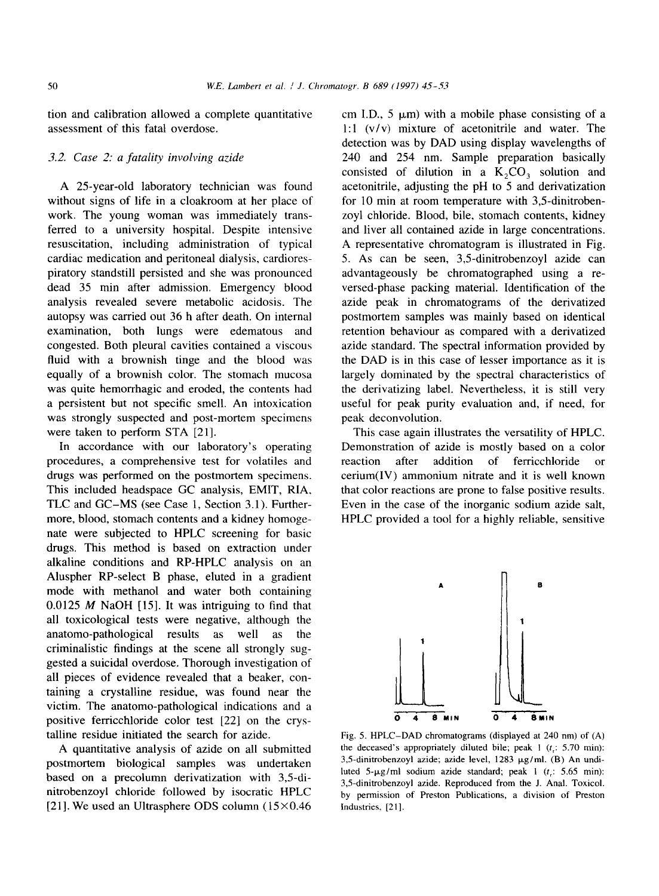tion and calibration allowed a complete quantitative assessment of this fatal overdose.

### 3.2. Case 2: a fatality involving azide

A 25-year-old laboratory technician was found without signs of life in a cloakroom at her place of work. The young woman was immediately transferred to a university hospital. Despite intensive resuscitation, including administration of typical cardiac medication and peritoneal dialysis, cardiorespiratory standstill persisted and she was pronounced dead 35 min after admission. Emergency blood analysis revealed severe metabolic acidosis. The autopsy was carried out 36 h after death. On internal examination, both lungs were edematous and congested. Both pleural cavities contained a viscous fluid with a brownish tinge and the blood was equally of a brownish color. The stomach mucosa was quite hemorrhagic and eroded, the contents had a persistent but not specific smell. An intoxication was strongly suspected and post-mortem specimens were taken to perform STA [21].

In accordance with our laboratory's operating procedures, a comprehensive test for volatiles and drugs was performed on the postmortem specimens. This included headspace GC analysis, EMIT, RIA, TLC and GC–MS (see Case 1, Section 3.1). Furthermore, blood, stomach contents and a kidney homogenate were subjected to HPLC screening for basic drugs. This method is based on extraction under alkaline conditions and RP-HPLC analysis on an Aluspher RP-select B phase, eluted in a gradient mode with methanol and water both containing 0.0125 *M* NaOH [15]. It was intriguing to find that all toxicological tests were negative, although the anatomo-pathological results as well as the criminalistic findings at the scene all strongly suggested a suicidal overdose. Thorough investigation of all pieces of evidence revealed that a beaker, containing a crystalline residue, was found near the victim. The anatomo-pathological indications and a positive ferricchloride color test [22] on the crystalline residue initiated the search for azide.

A quantitative analysis of azide on all submitted postmortem biological samples was undertaken based on a precolumn derivatization with 3,5-dinitrobenzoyl chloride followed by isocratic HPLC [21]. We used an Ultrasphere ODS column (15×0.46 cm I.D., 5 μm) with a mobile phase consisting of a 1:1 (v/v) mixture of acetonitrile and water. The detection was by DAD using display wavelengths of 240 and 254 nm. Sample preparation basically consisted of dilution in a $K_2CO_3$ solution and acetonitrile, adjusting the pH to 5 and derivatization for 10 min at room temperature with 3,5-dinitrobenzoyl chloride. Blood, bile, stomach contents, kidney and liver all contained azide in large concentrations. A representative chromatogram is illustrated in Fig. 5. As can be seen, 3,5-dinitrobenzoyl azide can advantageously be chromatographed using a reversed-phase packing material. Identification of the azide peak in chromatograms of the derivatized postmortem samples was mainly based on identical retention behaviour as compared with a derivatized azide standard. The spectral information provided by the DAD is in this case of lesser importance as it is largely dominated by the spectral characteristics of the derivatizing label. Nevertheless, it is still very useful for peak purity evaluation and, if need, for peak deconvolution.

This case again illustrates the versatility of HPLC. Demonstration of azide is mostly based on a color reaction after addition of ferricchloride or cerium(IV) ammonium nitrate and it is well known that color reactions are prone to false positive results. Even in the case of the inorganic sodium azide salt, HPLC provided a tool for a highly reliable, sensitive

Fig. 5. HPLC–DAD chromatograms (displayed at 240 nm) of (A) the deceased's appropriately diluted bile; peak 1 ($t_r$: 5.70 min): 3,5-dinitrobenzoyl azide; azide level, 1283 μg/ml. (B) An undiluted 5-μg/ml sodium azide standard; peak 1 ($t_r$: 5.65 min): 3,5-dinitrobenzoyl azide. Reproduced from the J. Anal. Toxicol. by permission of Preston Publications, a division of Preston Industries, [21].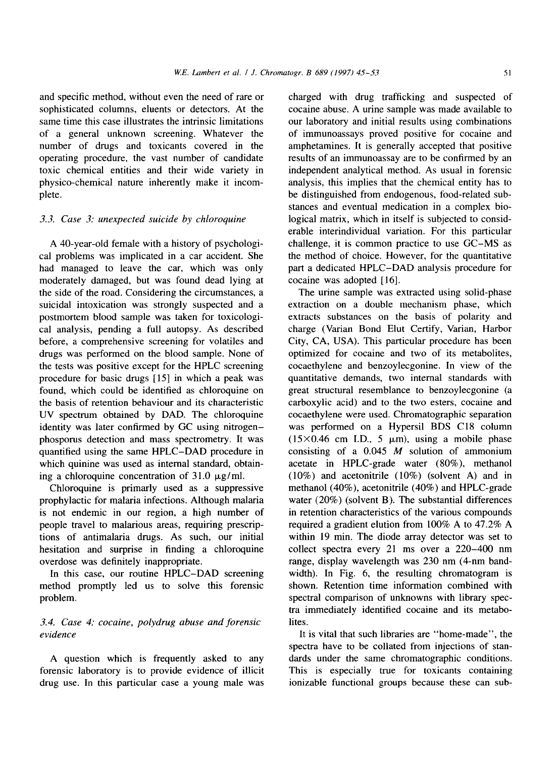and specific method, without even the need of rare or sophisticated columns, eluents or detectors. At the same time this case illustrates the intrinsic limitations of a general unknown screening. Whatever the number of drugs and toxicants covered in the operating procedure, the vast number of candidate toxic chemical entities and their wide variety in physico-chemical nature inherently make it incomplete.

### 3.3. Case 3: unexpected suicide by chloroquine

A 40-year-old female with a history of psychological problems was implicated in a car accident. She had managed to leave the car, which was only moderately damaged, but was found dead lying at the side of the road. Considering the circumstances, a suicidal intoxication was strongly suspected and a postmortem blood sample was taken for toxicological analysis, pending a full autopsy. As described before, a comprehensive screening for volatiles and drugs was performed on the blood sample. None of the tests was positive except for the HPLC screening procedure for basic drugs [15] in which a peak was found, which could be identified as chloroquine on the basis of retention behaviour and its characteristic UV spectrum obtained by DAD. The chloroquine identity was later confirmed by GC using nitrogen–phosporus detection and mass spectrometry. It was quantified using the same HPLC–DAD procedure in which quinine was used as internal standard, obtaining a chloroquine concentration of 31.0 μg/ml.

Chloroquine is primarly used as a suppressive prophylactic for malaria infections. Although malaria is not endemic in our region, a high number of people travel to malarious areas, requiring prescriptions of antimalaria drugs. As such, our initial hesitation and surprise in finding a chloroquine overdose was definitely inappropriate.

In this case, our routine HPLC–DAD screening method promptly led us to solve this forensic problem.

### 3.4. Case 4: cocaine, polydrug abuse and forensic evidence

A question which is frequently asked to any forensic laboratory is to provide evidence of illicit drug use. In this particular case a young male was charged with drug trafficking and suspected of cocaine abuse. A urine sample was made available to our laboratory and initial results using combinations of immunoassays proved positive for cocaine and amphetamines. It is generally accepted that positive results of an immunoassay are to be confirmed by an independent analytical method. As usual in forensic analysis, this implies that the chemical entity has to be distinguished from endogenous, food-related substances and eventual medication in a complex biological matrix, which in itself is subjected to considerable interindividual variation. For this particular challenge, it is common practice to use GC–MS as the method of choice. However, for the quantitative part a dedicated HPLC–DAD analysis procedure for cocaine was adopted [16].

The urine sample was extracted using solid-phase extraction on a double mechanism phase, which extracts substances on the basis of polarity and charge (Varian Bond Elut Certify, Varian, Harbor City, CA, USA). This particular procedure has been optimized for cocaine and two of its metabolites, cocaethylene and benzoylecgonine. In view of the quantitative demands, two internal standards with great structural resemblance to benzoylecgonine (a carboxylic acid) and to the two esters, cocaine and cocaethylene were used. Chromatographic separation was performed on a Hypersil BDS C18 column (15×0.46 cm I.D., 5 μm), using a mobile phase consisting of a 0.045 $M$ solution of ammonium acetate in HPLC-grade water (80%), methanol (10%) and acetonitrile (10%) (solvent A) and in methanol (40%), acetonitrile (40%) and HPLC-grade water (20%) (solvent B). The substantial differences in retention characteristics of the various compounds required a gradient elution from 100% A to 47.2% A within 19 min. The diode array detector was set to collect spectra every 21 ms over a 220–400 nm range, display wavelength was 230 nm (4-nm bandwidth). In Fig. 6, the resulting chromatogram is shown. Retention time information combined with spectral comparison of unknowns with library spectra immediately identified cocaine and its metabolites.

It is vital that such libraries are "home-made", the spectra have to be collated from injections of standards under the same chromatographic conditions. This is especially true for toxicants containing ionizable functional groups because these can sub-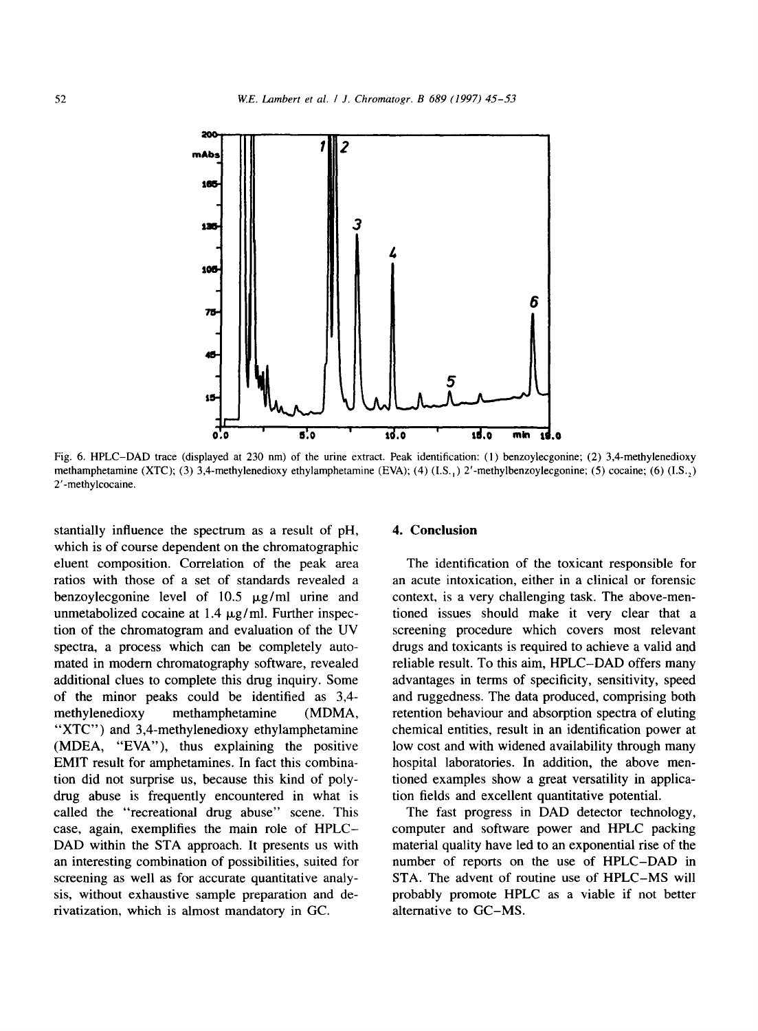Fig. 6. HPLC–DAD trace (displayed at 230 nm) of the urine extract. Peak identification: (1) benzoylecgonine; (2) 3,4-methylenedioxy methamphetamine (XTC); (3) 3,4-methylenedioxy ethylamphetamine (EVA); (4) (I.S.$_1$) 2′-methylbenzoylecgonine; (5) cocaine; (6) (I.S.$_2$) 2′-methylcocaine.

stantially influence the spectrum as a result of pH, which is of course dependent on the chromatographic eluent composition. Correlation of the peak area ratios with those of a set of standards revealed a benzoylecgonine level of 10.5 μg/ml urine and unmetabolized cocaine at 1.4 μg/ml. Further inspection of the chromatogram and evaluation of the UV spectra, a process which can be completely automated in modern chromatography software, revealed additional clues to complete this drug inquiry. Some of the minor peaks could be identified as 3,4-methylenedioxy methamphetamine (MDMA, "XTC") and 3,4-methylenedioxy ethylamphetamine (MDEA, "EVA"), thus explaining the positive EMIT result for amphetamines. In fact this combination did not surprise us, because this kind of polydrug abuse is frequently encountered in what is called the "recreational drug abuse" scene. This case, again, exemplifies the main role of HPLC–DAD within the STA approach. It presents us with an interesting combination of possibilities, suited for screening as well as for accurate quantitative analysis, without exhaustive sample preparation and derivatization, which is almost mandatory in GC.

## 4. Conclusion

The identification of the toxicant responsible for an acute intoxication, either in a clinical or forensic context, is a very challenging task. The above-mentioned issues should make it very clear that a screening procedure which covers most relevant drugs and toxicants is required to achieve a valid and reliable result. To this aim, HPLC–DAD offers many advantages in terms of specificity, sensitivity, speed and ruggedness. The data produced, comprising both retention behaviour and absorption spectra of eluting chemical entities, result in an identification power at low cost and with widened availability through many hospital laboratories. In addition, the above mentioned examples show a great versatility in application fields and excellent quantitative potential.

The fast progress in DAD detector technology, computer and software power and HPLC packing material quality have led to an exponential rise of the number of reports on the use of HPLC–DAD in STA. The advent of routine use of HPLC–MS will probably promote HPLC as a viable if not better alternative to GC–MS.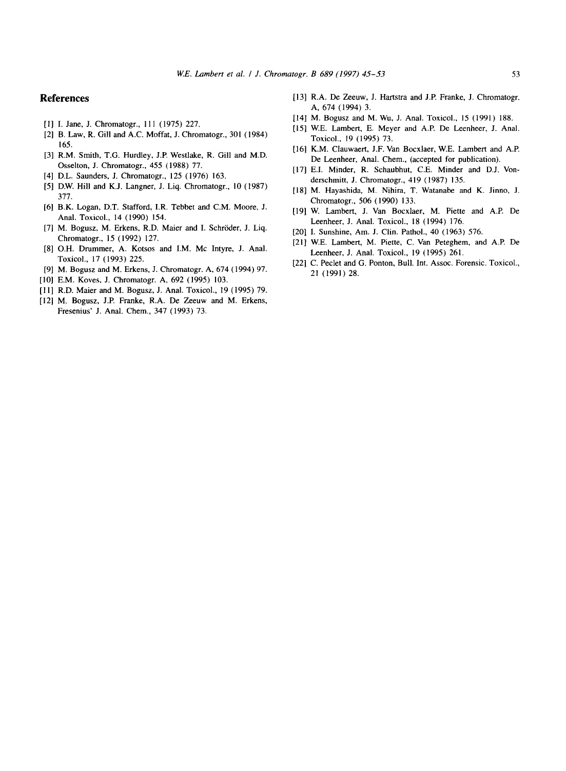## References

[1] I. Jane, J. Chromatogr., 111 (1975) 227.

[2] B. Law, R. Gill and A.C. Moffat, J. Chromatogr., 301 (1984) 165.

[3] R.M. Smith, T.G. Hurdley, J.P. Westlake, R. Gill and M.D. Osselton, J. Chromatogr., 455 (1988) 77.

[4] D.L. Saunders, J. Chromatogr., 125 (1976) 163.

[5] D.W. Hill and K.J. Langner, J. Liq. Chromatogr., 10 (1987) 377.

[6] B.K. Logan, D.T. Stafford, I.R. Tebbet and C.M. Moore, J. Anal. Toxicol., 14 (1990) 154.

[7] M. Bogusz, M. Erkens, R.D. Maier and I. Schröder, J. Liq. Chromatogr., 15 (1992) 127.

[8] O.H. Drummer, A. Kotsos and I.M. Mc Intyre, J. Anal. Toxicol., 17 (1993) 225.

[9] M. Bogusz and M. Erkens, J. Chromatogr. A, 674 (1994) 97.

[10] E.M. Koves, J. Chromatogr. A, 692 (1995) 103.

[11] R.D. Maier and M. Bogusz, J. Anal. Toxicol., 19 (1995) 79.

[12] M. Bogusz, J.P. Franke, R.A. De Zeeuw and M. Erkens, Fresenius' J. Anal. Chem., 347 (1993) 73.

[13] R.A. De Zeeuw, J. Hartstra and J.P. Franke, J. Chromatogr. A, 674 (1994) 3.

[14] M. Bogusz and M. Wu, J. Anal. Toxicol., 15 (1991) 188.

[15] W.E. Lambert, E. Meyer and A.P. De Leenheer, J. Anal. Toxicol., 19 (1995) 73.

[16] K.M. Clauwaert, J.F. Van Bocxlaer, W.E. Lambert and A.P. De Leenheer, Anal. Chem., (accepted for publication).

[17] E.I. Minder, R. Schaubhut, C.E. Minder and D.J. Vonderschmitt, J. Chromatogr., 419 (1987) 135.

[18] M. Hayashida, M. Nihira, T. Watanabe and K. Jinno, J. Chromatogr., 506 (1990) 133.

[19] W. Lambert, J. Van Bocxlaer, M. Piette and A.P. De Leenheer, J. Anal. Toxicol., 18 (1994) 176.

[20] I. Sunshine, Am. J. Clin. Pathol., 40 (1963) 576.

[21] W.E. Lambert, M. Piette, C. Van Peteghem, and A.P. De Leenheer, J. Anal. Toxicol., 19 (1995) 261.

[22] C. Peclet and G. Ponton, Bull. Int. Assoc. Forensic. Toxicol., 21 (1991) 28.